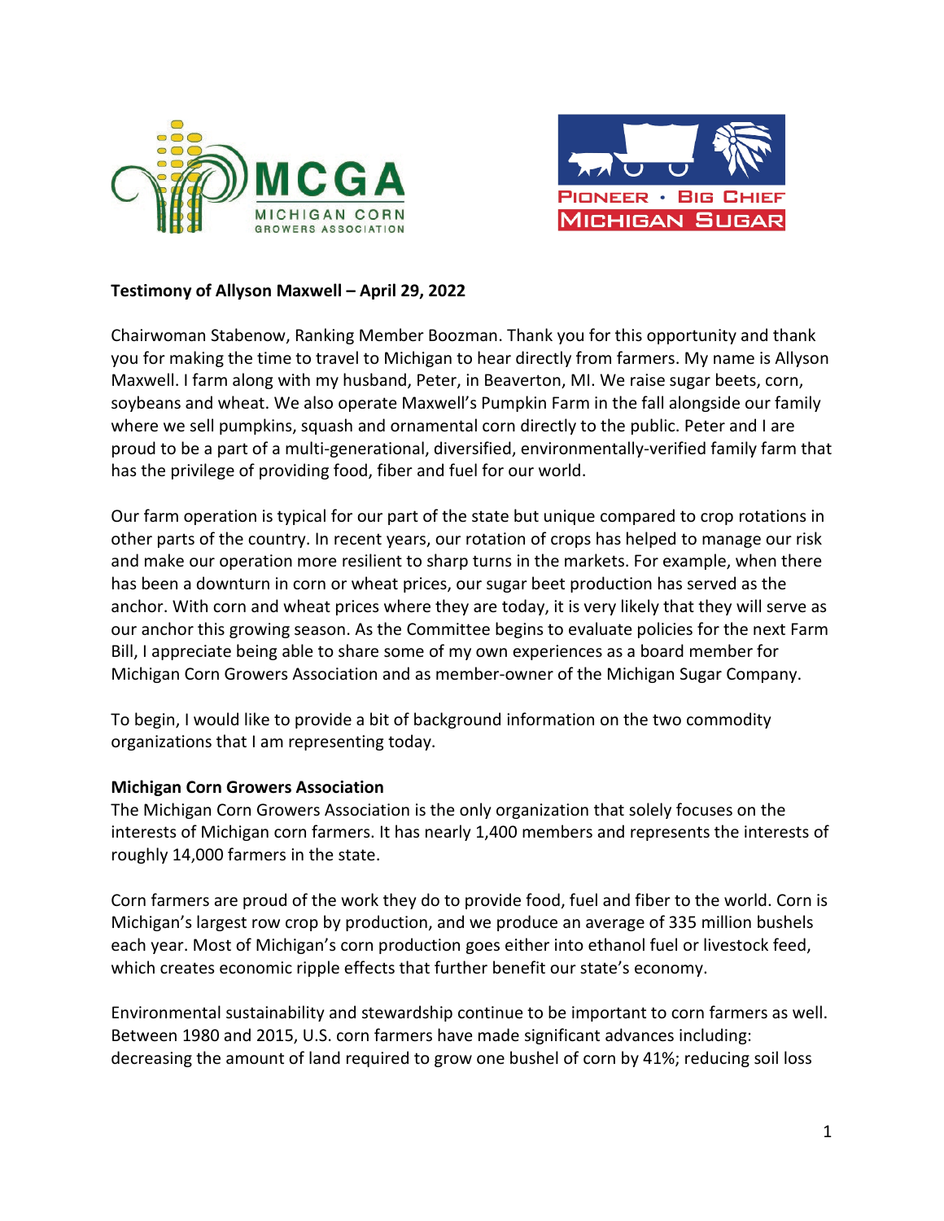**Testimony of Allyson Maxwell – April 29, 2022**

Chairwoman Stabenow, Ranking Member Boozman. Thank you for this opportunity and thank you for making the time to travel to Michigan to hear directly from farmers. My name is Allyson Maxwell. I farm along with my husband, Peter, in Beaverton, MI. We raise sugar beets, corn, soybeans and wheat. We also operate Maxwell's Pumpkin Farm in the fall alongside our family where we sell pumpkins, squash and ornamental corn directly to the public. Peter and I are proud to be a part of a multi-generational, diversified, environmentally-verified family farm that has the privilege of providing food, fiber and fuel for our world.

Our farm operation is typical for our part of the state but unique compared to crop rotations in other parts of the country. In recent years, our rotation of crops has helped to manage our risk and make our operation more resilient to sharp turns in the markets. For example, when there has been a downturn in corn or wheat prices, our sugar beet production has served as the anchor. With corn and wheat prices where they are today, it is very likely that they will serve as our anchor this growing season. As the Committee begins to evaluate policies for the next Farm Bill, I appreciate being able to share some of my own experiences as a board member for Michigan Corn Growers Association and as member-owner of the Michigan Sugar Company.

To begin, I would like to provide a bit of background information on the two commodity organizations that I am representing today.

**Michigan Corn Growers Association**

The Michigan Corn Growers Association is the only organization that solely focuses on the interests of Michigan corn farmers. It has nearly 1,400 members and represents the interests of roughly 14,000 farmers in the state.

Corn farmers are proud of the work they do to provide food, fuel and fiber to the world. Corn is Michigan's largest row crop by production, and we produce an average of 335 million bushels each year. Most of Michigan's corn production goes either into ethanol fuel or livestock feed, which creates economic ripple effects that further benefit our state's economy.

Environmental sustainability and stewardship continue to be important to corn farmers as well. Between 1980 and 2015, U.S. corn farmers have made significant advances including: decreasing the amount of land required to grow one bushel of corn by 41%; reducing soil loss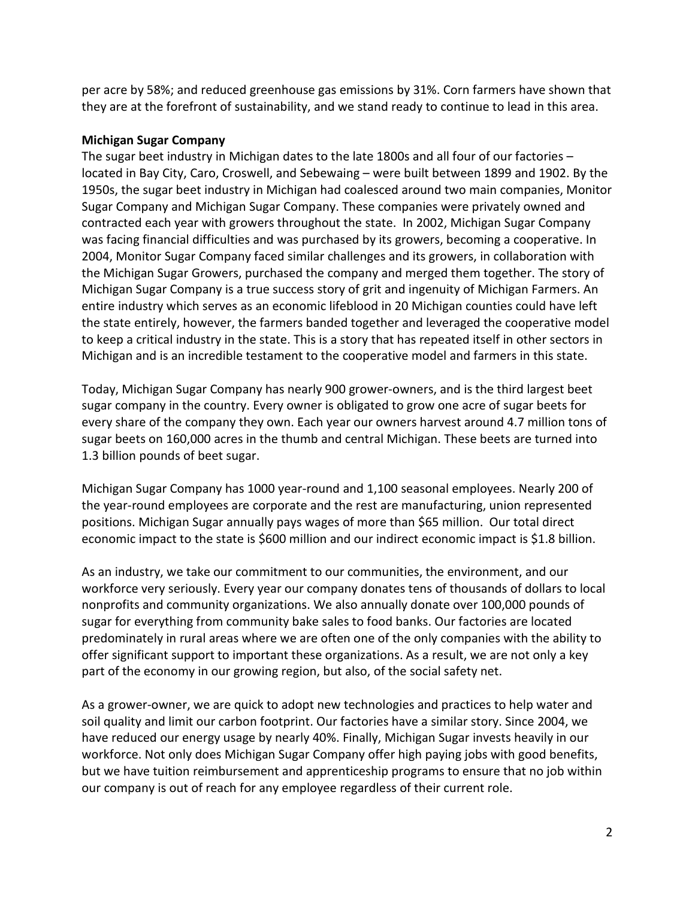per acre by 58%; and reduced greenhouse gas emissions by 31%. Corn farmers have shown that they are at the forefront of sustainability, and we stand ready to continue to lead in this area.

**Michigan Sugar Company**

The sugar beet industry in Michigan dates to the late 1800s and all four of our factories – located in Bay City, Caro, Croswell, and Sebewaing – were built between 1899 and 1902. By the 1950s, the sugar beet industry in Michigan had coalesced around two main companies, Monitor Sugar Company and Michigan Sugar Company. These companies were privately owned and contracted each year with growers throughout the state. In 2002, Michigan Sugar Company was facing financial difficulties and was purchased by its growers, becoming a cooperative. In 2004, Monitor Sugar Company faced similar challenges and its growers, in collaboration with the Michigan Sugar Growers, purchased the company and merged them together. The story of Michigan Sugar Company is a true success story of grit and ingenuity of Michigan Farmers. An entire industry which serves as an economic lifeblood in 20 Michigan counties could have left the state entirely, however, the farmers banded together and leveraged the cooperative model to keep a critical industry in the state. This is a story that has repeated itself in other sectors in Michigan and is an incredible testament to the cooperative model and farmers in this state.

Today, Michigan Sugar Company has nearly 900 grower-owners, and is the third largest beet sugar company in the country. Every owner is obligated to grow one acre of sugar beets for every share of the company they own. Each year our owners harvest around 4.7 million tons of sugar beets on 160,000 acres in the thumb and central Michigan. These beets are turned into 1.3 billion pounds of beet sugar.

Michigan Sugar Company has 1000 year-round and 1,100 seasonal employees. Nearly 200 of the year-round employees are corporate and the rest are manufacturing, union represented positions. Michigan Sugar annually pays wages of more than $65 million. Our total direct economic impact to the state is $600 million and our indirect economic impact is $1.8 billion.

As an industry, we take our commitment to our communities, the environment, and our workforce very seriously. Every year our company donates tens of thousands of dollars to local nonprofits and community organizations. We also annually donate over 100,000 pounds of sugar for everything from community bake sales to food banks. Our factories are located predominately in rural areas where we are often one of the only companies with the ability to offer significant support to important these organizations. As a result, we are not only a key part of the economy in our growing region, but also, of the social safety net.

As a grower-owner, we are quick to adopt new technologies and practices to help water and soil quality and limit our carbon footprint. Our factories have a similar story. Since 2004, we have reduced our energy usage by nearly 40%. Finally, Michigan Sugar invests heavily in our workforce. Not only does Michigan Sugar Company offer high paying jobs with good benefits, but we have tuition reimbursement and apprenticeship programs to ensure that no job within our company is out of reach for any employee regardless of their current role.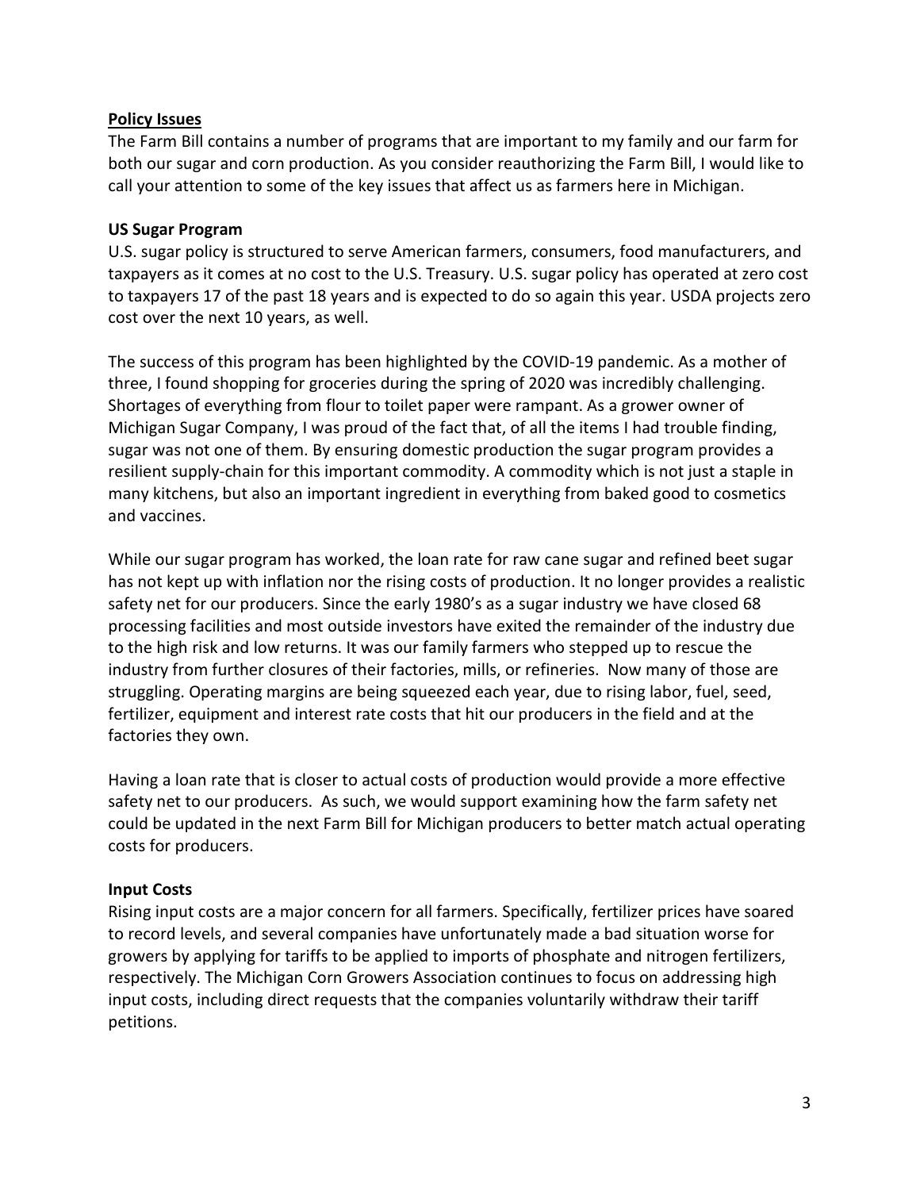## Policy Issues

The Farm Bill contains a number of programs that are important to my family and our farm for both our sugar and corn production. As you consider reauthorizing the Farm Bill, I would like to call your attention to some of the key issues that affect us as farmers here in Michigan.

### US Sugar Program

U.S. sugar policy is structured to serve American farmers, consumers, food manufacturers, and taxpayers as it comes at no cost to the U.S. Treasury. U.S. sugar policy has operated at zero cost to taxpayers 17 of the past 18 years and is expected to do so again this year. USDA projects zero cost over the next 10 years, as well.

The success of this program has been highlighted by the COVID-19 pandemic. As a mother of three, I found shopping for groceries during the spring of 2020 was incredibly challenging. Shortages of everything from flour to toilet paper were rampant. As a grower owner of Michigan Sugar Company, I was proud of the fact that, of all the items I had trouble finding, sugar was not one of them. By ensuring domestic production the sugar program provides a resilient supply-chain for this important commodity. A commodity which is not just a staple in many kitchens, but also an important ingredient in everything from baked good to cosmetics and vaccines.

While our sugar program has worked, the loan rate for raw cane sugar and refined beet sugar has not kept up with inflation nor the rising costs of production. It no longer provides a realistic safety net for our producers. Since the early 1980's as a sugar industry we have closed 68 processing facilities and most outside investors have exited the remainder of the industry due to the high risk and low returns. It was our family farmers who stepped up to rescue the industry from further closures of their factories, mills, or refineries. Now many of those are struggling. Operating margins are being squeezed each year, due to rising labor, fuel, seed, fertilizer, equipment and interest rate costs that hit our producers in the field and at the factories they own.

Having a loan rate that is closer to actual costs of production would provide a more effective safety net to our producers. As such, we would support examining how the farm safety net could be updated in the next Farm Bill for Michigan producers to better match actual operating costs for producers.

### Input Costs

Rising input costs are a major concern for all farmers. Specifically, fertilizer prices have soared to record levels, and several companies have unfortunately made a bad situation worse for growers by applying for tariffs to be applied to imports of phosphate and nitrogen fertilizers, respectively. The Michigan Corn Growers Association continues to focus on addressing high input costs, including direct requests that the companies voluntarily withdraw their tariff petitions.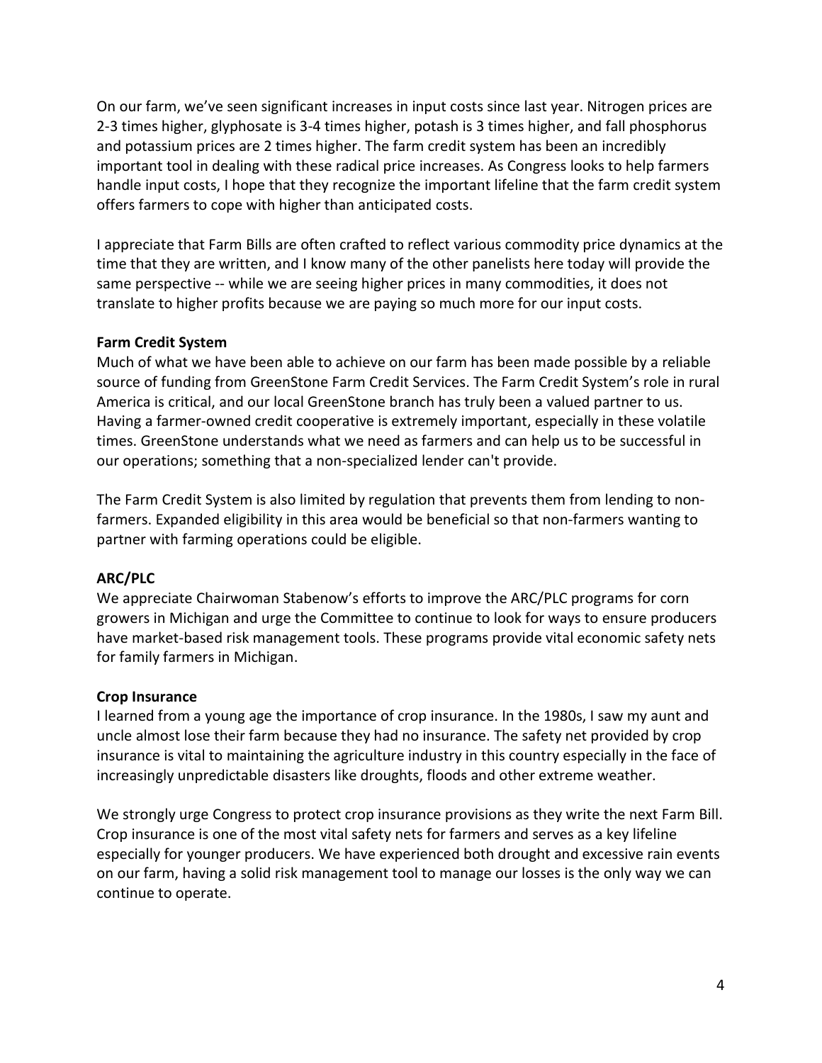On our farm, we've seen significant increases in input costs since last year. Nitrogen prices are 2-3 times higher, glyphosate is 3-4 times higher, potash is 3 times higher, and fall phosphorus and potassium prices are 2 times higher. The farm credit system has been an incredibly important tool in dealing with these radical price increases. As Congress looks to help farmers handle input costs, I hope that they recognize the important lifeline that the farm credit system offers farmers to cope with higher than anticipated costs.

I appreciate that Farm Bills are often crafted to reflect various commodity price dynamics at the time that they are written, and I know many of the other panelists here today will provide the same perspective -- while we are seeing higher prices in many commodities, it does not translate to higher profits because we are paying so much more for our input costs.

**Farm Credit System**

Much of what we have been able to achieve on our farm has been made possible by a reliable source of funding from GreenStone Farm Credit Services. The Farm Credit System's role in rural America is critical, and our local GreenStone branch has truly been a valued partner to us. Having a farmer-owned credit cooperative is extremely important, especially in these volatile times. GreenStone understands what we need as farmers and can help us to be successful in our operations; something that a non-specialized lender can't provide.

The Farm Credit System is also limited by regulation that prevents them from lending to non-farmers. Expanded eligibility in this area would be beneficial so that non-farmers wanting to partner with farming operations could be eligible.

**ARC/PLC**

We appreciate Chairwoman Stabenow's efforts to improve the ARC/PLC programs for corn growers in Michigan and urge the Committee to continue to look for ways to ensure producers have market-based risk management tools. These programs provide vital economic safety nets for family farmers in Michigan.

**Crop Insurance**

I learned from a young age the importance of crop insurance. In the 1980s, I saw my aunt and uncle almost lose their farm because they had no insurance. The safety net provided by crop insurance is vital to maintaining the agriculture industry in this country especially in the face of increasingly unpredictable disasters like droughts, floods and other extreme weather.

We strongly urge Congress to protect crop insurance provisions as they write the next Farm Bill. Crop insurance is one of the most vital safety nets for farmers and serves as a key lifeline especially for younger producers. We have experienced both drought and excessive rain events on our farm, having a solid risk management tool to manage our losses is the only way we can continue to operate.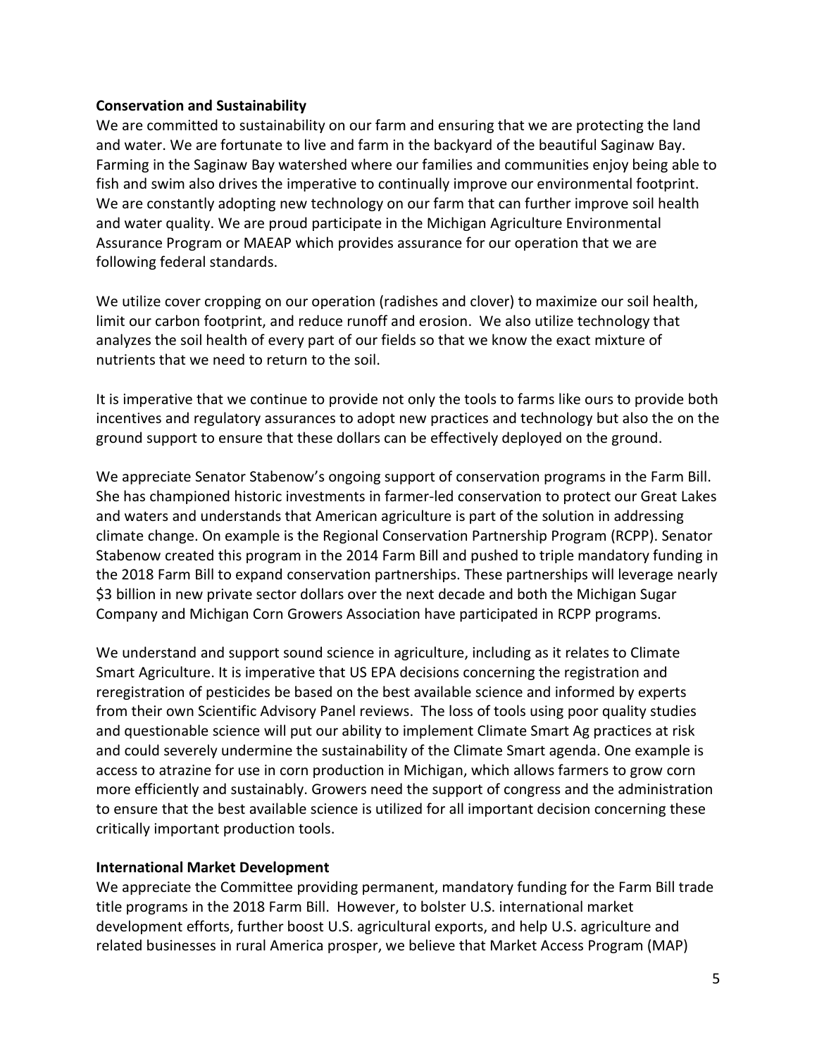**Conservation and Sustainability**

We are committed to sustainability on our farm and ensuring that we are protecting the land and water. We are fortunate to live and farm in the backyard of the beautiful Saginaw Bay. Farming in the Saginaw Bay watershed where our families and communities enjoy being able to fish and swim also drives the imperative to continually improve our environmental footprint. We are constantly adopting new technology on our farm that can further improve soil health and water quality. We are proud participate in the Michigan Agriculture Environmental Assurance Program or MAEAP which provides assurance for our operation that we are following federal standards.

We utilize cover cropping on our operation (radishes and clover) to maximize our soil health, limit our carbon footprint, and reduce runoff and erosion. We also utilize technology that analyzes the soil health of every part of our fields so that we know the exact mixture of nutrients that we need to return to the soil.

It is imperative that we continue to provide not only the tools to farms like ours to provide both incentives and regulatory assurances to adopt new practices and technology but also the on the ground support to ensure that these dollars can be effectively deployed on the ground.

We appreciate Senator Stabenow's ongoing support of conservation programs in the Farm Bill. She has championed historic investments in farmer-led conservation to protect our Great Lakes and waters and understands that American agriculture is part of the solution in addressing climate change. On example is the Regional Conservation Partnership Program (RCPP). Senator Stabenow created this program in the 2014 Farm Bill and pushed to triple mandatory funding in the 2018 Farm Bill to expand conservation partnerships. These partnerships will leverage nearly $3 billion in new private sector dollars over the next decade and both the Michigan Sugar Company and Michigan Corn Growers Association have participated in RCPP programs.

We understand and support sound science in agriculture, including as it relates to Climate Smart Agriculture. It is imperative that US EPA decisions concerning the registration and reregistration of pesticides be based on the best available science and informed by experts from their own Scientific Advisory Panel reviews. The loss of tools using poor quality studies and questionable science will put our ability to implement Climate Smart Ag practices at risk and could severely undermine the sustainability of the Climate Smart agenda. One example is access to atrazine for use in corn production in Michigan, which allows farmers to grow corn more efficiently and sustainably. Growers need the support of congress and the administration to ensure that the best available science is utilized for all important decision concerning these critically important production tools.

**International Market Development**

We appreciate the Committee providing permanent, mandatory funding for the Farm Bill trade title programs in the 2018 Farm Bill. However, to bolster U.S. international market development efforts, further boost U.S. agricultural exports, and help U.S. agriculture and related businesses in rural America prosper, we believe that Market Access Program (MAP)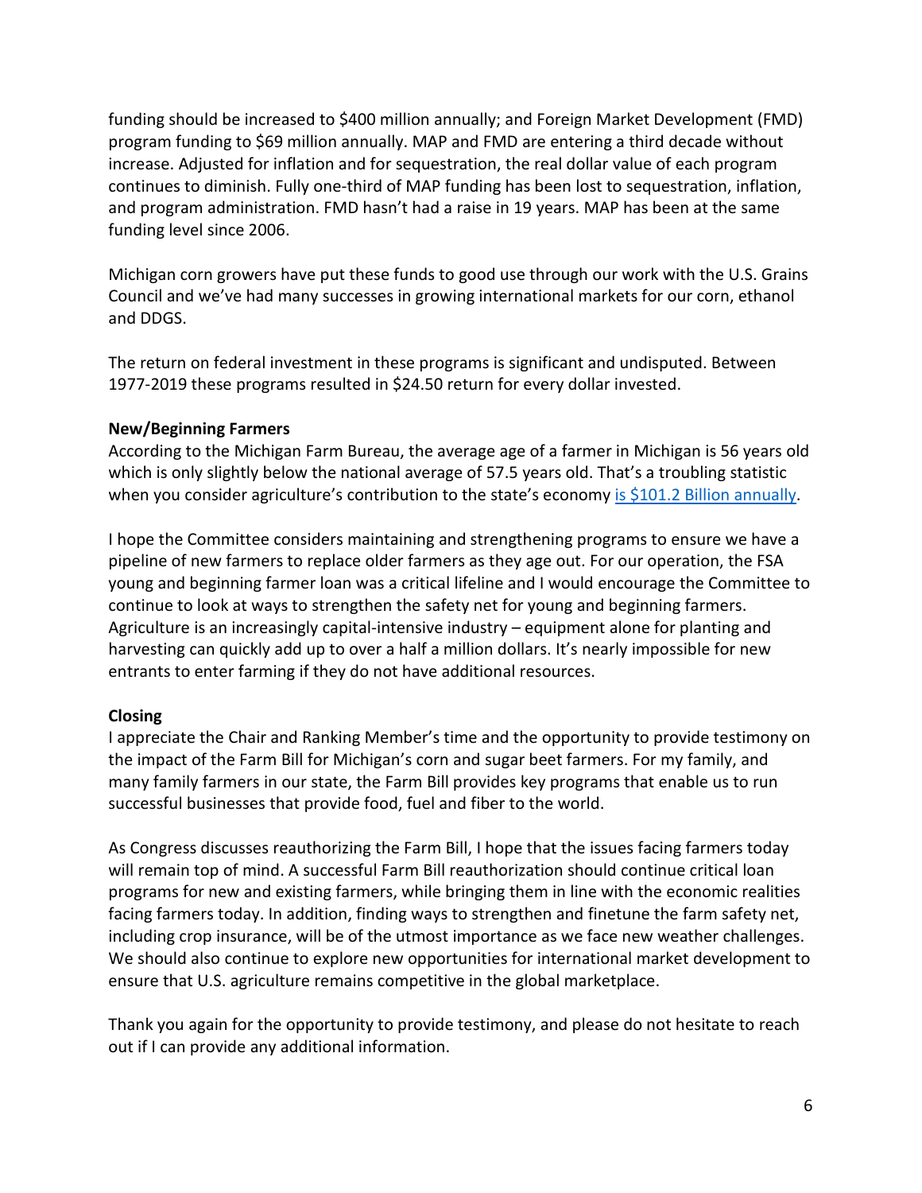funding should be increased to $400 million annually; and Foreign Market Development (FMD) program funding to $69 million annually. MAP and FMD are entering a third decade without increase. Adjusted for inflation and for sequestration, the real dollar value of each program continues to diminish. Fully one-third of MAP funding has been lost to sequestration, inflation, and program administration. FMD hasn't had a raise in 19 years. MAP has been at the same funding level since 2006.

Michigan corn growers have put these funds to good use through our work with the U.S. Grains Council and we've had many successes in growing international markets for our corn, ethanol and DDGS.

The return on federal investment in these programs is significant and undisputed. Between 1977-2019 these programs resulted in $24.50 return for every dollar invested.

**New/Beginning Farmers**

According to the Michigan Farm Bureau, the average age of a farmer in Michigan is 56 years old which is only slightly below the national average of 57.5 years old. That's a troubling statistic when you consider agriculture's contribution to the state's economy is $101.2 Billion annually.

I hope the Committee considers maintaining and strengthening programs to ensure we have a pipeline of new farmers to replace older farmers as they age out. For our operation, the FSA young and beginning farmer loan was a critical lifeline and I would encourage the Committee to continue to look at ways to strengthen the safety net for young and beginning farmers. Agriculture is an increasingly capital-intensive industry – equipment alone for planting and harvesting can quickly add up to over a half a million dollars. It's nearly impossible for new entrants to enter farming if they do not have additional resources.

**Closing**

I appreciate the Chair and Ranking Member's time and the opportunity to provide testimony on the impact of the Farm Bill for Michigan's corn and sugar beet farmers. For my family, and many family farmers in our state, the Farm Bill provides key programs that enable us to run successful businesses that provide food, fuel and fiber to the world.

As Congress discusses reauthorizing the Farm Bill, I hope that the issues facing farmers today will remain top of mind. A successful Farm Bill reauthorization should continue critical loan programs for new and existing farmers, while bringing them in line with the economic realities facing farmers today. In addition, finding ways to strengthen and finetune the farm safety net, including crop insurance, will be of the utmost importance as we face new weather challenges. We should also continue to explore new opportunities for international market development to ensure that U.S. agriculture remains competitive in the global marketplace.

Thank you again for the opportunity to provide testimony, and please do not hesitate to reach out if I can provide any additional information.